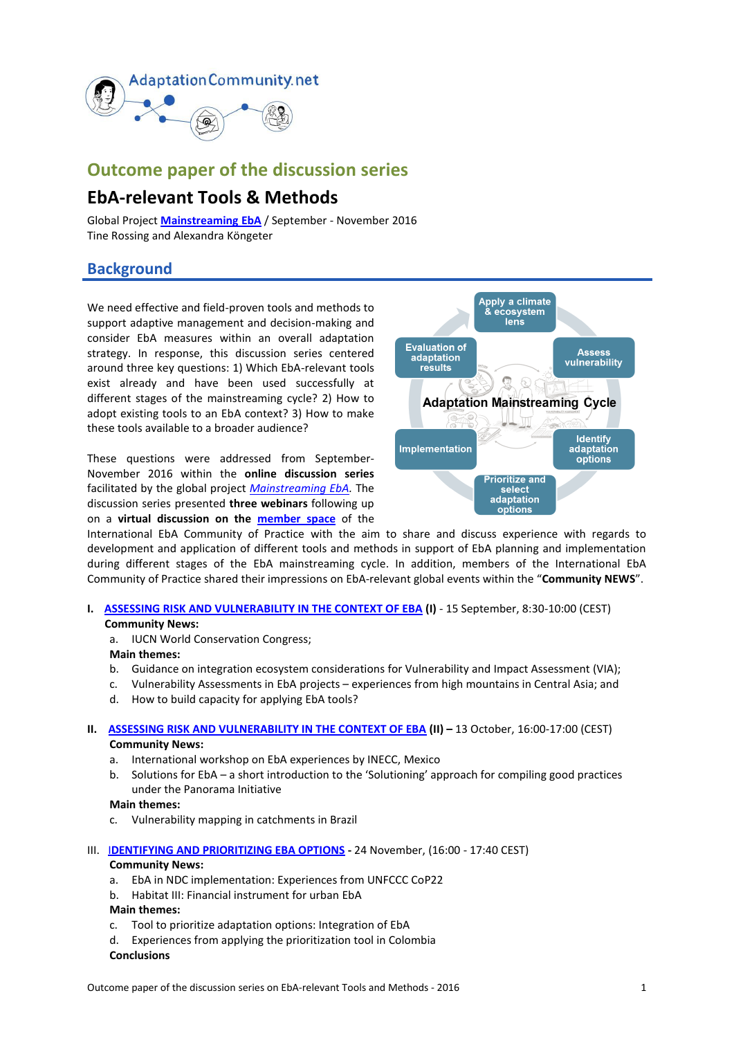AdaptationCommunity.net

# Outcome paper of the discussion series

## EbA-relevant Tools & Methods

Global Project **Mainstreaming EbA** / September - November 2016
Tine Rossing and Alexandra Köngeter

## Background

We need effective and field-proven tools and methods to support adaptive management and decision-making and consider EbA measures within an overall adaptation strategy. In response, this discussion series centered around three key questions: 1) Which EbA-relevant tools exist already and have been used successfully at different stages of the mainstreaming cycle? 2) How to adopt existing tools to an EbA context? 3) How to make these tools available to a broader audience?

These questions were addressed from September-November 2016 within the **online discussion series** facilitated by the global project *Mainstreaming EbA*. The discussion series presented **three webinars** following up on a **virtual discussion on the member space** of the International EbA Community of Practice with the aim to share and discuss experience with regards to development and application of different tools and methods in support of EbA planning and implementation during different stages of the EbA mainstreaming cycle. In addition, members of the International EbA Community of Practice shared their impressions on EbA-relevant global events within the "**Community NEWS**".

I. **ASSESSING RISK AND VULNERABILITY IN THE CONTEXT OF EBA** **(I)** - 15 September, 8:30-10:00 (CEST)
   **Community News:**
   a. IUCN World Conservation Congress;
   **Main themes:**
   b. Guidance on integration ecosystem considerations for Vulnerability and Impact Assessment (VIA);
   c. Vulnerability Assessments in EbA projects – experiences from high mountains in Central Asia; and
   d. How to build capacity for applying EbA tools?

II. **ASSESSING RISK AND VULNERABILITY IN THE CONTEXT OF EBA** **(II) –** 13 October, 16:00-17:00 (CEST)
   **Community News:**
   a. International workshop on EbA experiences by INECC, Mexico
   b. Solutions for EbA – a short introduction to the 'Solutioning' approach for compiling good practices under the Panorama Initiative
   **Main themes:**
   c. Vulnerability mapping in catchments in Brazil

III. **IDENTIFYING AND PRIORITIZING EBA OPTIONS** **-** 24 November, (16:00 - 17:40 CEST)
   **Community News:**
   a. EbA in NDC implementation: Experiences from UNFCCC CoP22
   b. Habitat III: Financial instrument for urban EbA
   **Main themes:**
   c. Tool to prioritize adaptation options: Integration of EbA
   d. Experiences from applying the prioritization tool in Colombia
   **Conclusions**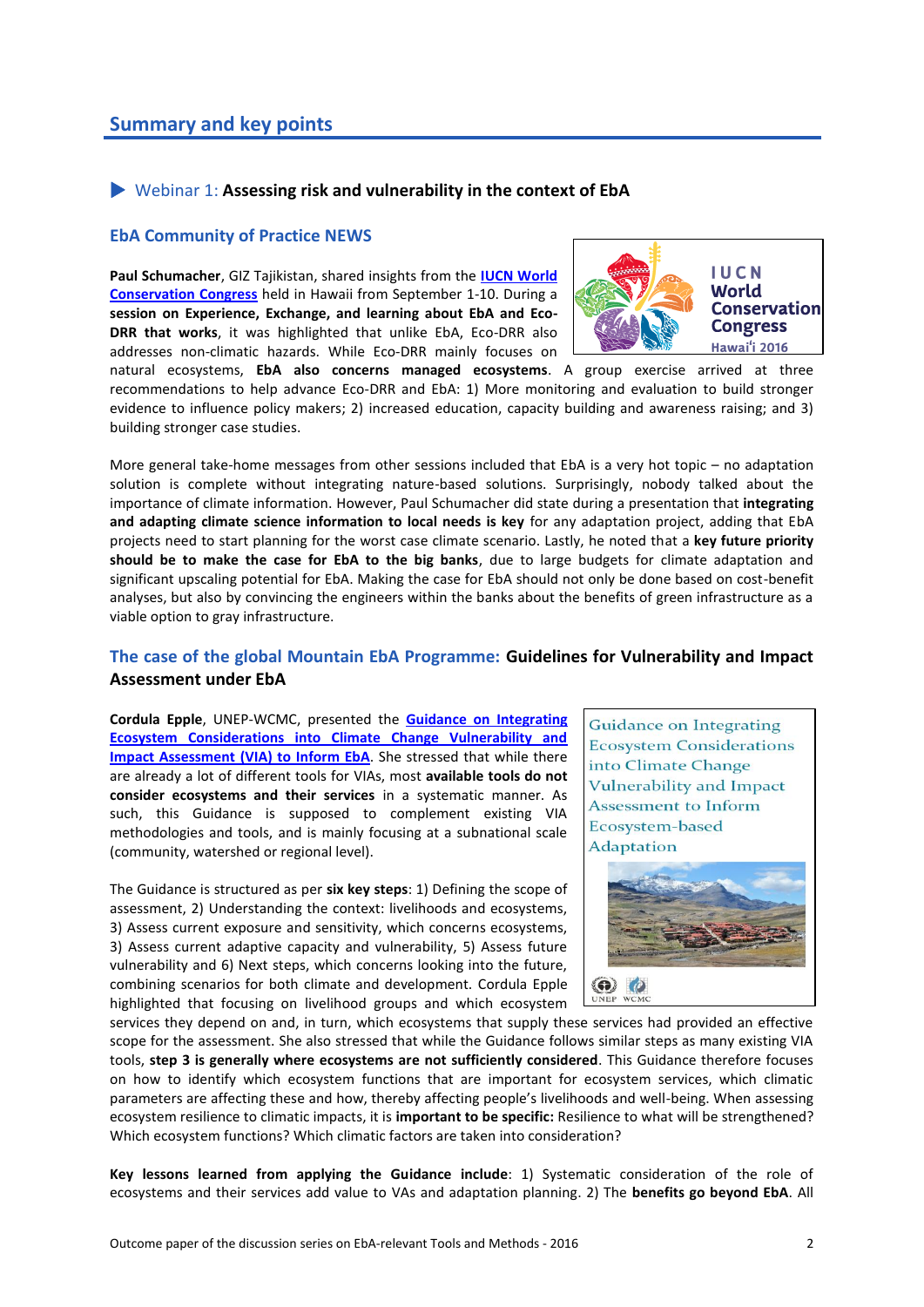## Summary and key points

### Webinar 1: **Assessing risk and vulnerability in the context of EbA**

### EbA Community of Practice NEWS

**Paul Schumacher**, GIZ Tajikistan, shared insights from the IUCN World Conservation Congress held in Hawaii from September 1-10. During a **session on Experience, Exchange, and learning about EbA and Eco-DRR that works**, it was highlighted that unlike EbA, Eco-DRR also addresses non-climatic hazards. While Eco-DRR mainly focuses on natural ecosystems, **EbA also concerns managed ecosystems**. A group exercise arrived at three recommendations to help advance Eco-DRR and EbA: 1) More monitoring and evaluation to build stronger evidence to influence policy makers; 2) increased education, capacity building and awareness raising; and 3) building stronger case studies.

More general take-home messages from other sessions included that EbA is a very hot topic – no adaptation solution is complete without integrating nature-based solutions. Surprisingly, nobody talked about the importance of climate information. However, Paul Schumacher did state during a presentation that **integrating and adapting climate science information to local needs is key** for any adaptation project, adding that EbA projects need to start planning for the worst case climate scenario. Lastly, he noted that a **key future priority should be to make the case for EbA to the big banks**, due to large budgets for climate adaptation and significant upscaling potential for EbA. Making the case for EbA should not only be done based on cost-benefit analyses, but also by convincing the engineers within the banks about the benefits of green infrastructure as a viable option to gray infrastructure.

### The case of the global Mountain EbA Programme: **Guidelines for Vulnerability and Impact Assessment under EbA**

**Cordula Epple**, UNEP-WCMC, presented the Guidance on Integrating Ecosystem Considerations into Climate Change Vulnerability and Impact Assessment (VIA) to Inform EbA. She stressed that while there are already a lot of different tools for VIAs, most **available tools do not consider ecosystems and their services** in a systematic manner. As such, this Guidance is supposed to complement existing VIA methodologies and tools, and is mainly focusing at a subnational scale (community, watershed or regional level).

The Guidance is structured as per **six key steps**: 1) Defining the scope of assessment, 2) Understanding the context: livelihoods and ecosystems, 3) Assess current exposure and sensitivity, which concerns ecosystems, 3) Assess current adaptive capacity and vulnerability, 5) Assess future vulnerability and 6) Next steps, which concerns looking into the future, combining scenarios for both climate and development. Cordula Epple highlighted that focusing on livelihood groups and which ecosystem services they depend on and, in turn, which ecosystems that supply these services had provided an effective scope for the assessment. She also stressed that while the Guidance follows similar steps as many existing VIA tools, **step 3 is generally where ecosystems are not sufficiently considered**. This Guidance therefore focuses on how to identify which ecosystem functions that are important for ecosystem services, which climatic parameters are affecting these and how, thereby affecting people's livelihoods and well-being. When assessing ecosystem resilience to climatic impacts, it is **important to be specific:** Resilience to what will be strengthened? Which ecosystem functions? Which climatic factors are taken into consideration?

**Key lessons learned from applying the Guidance include**: 1) Systematic consideration of the role of ecosystems and their services add value to VAs and adaptation planning. 2) The **benefits go beyond EbA**. All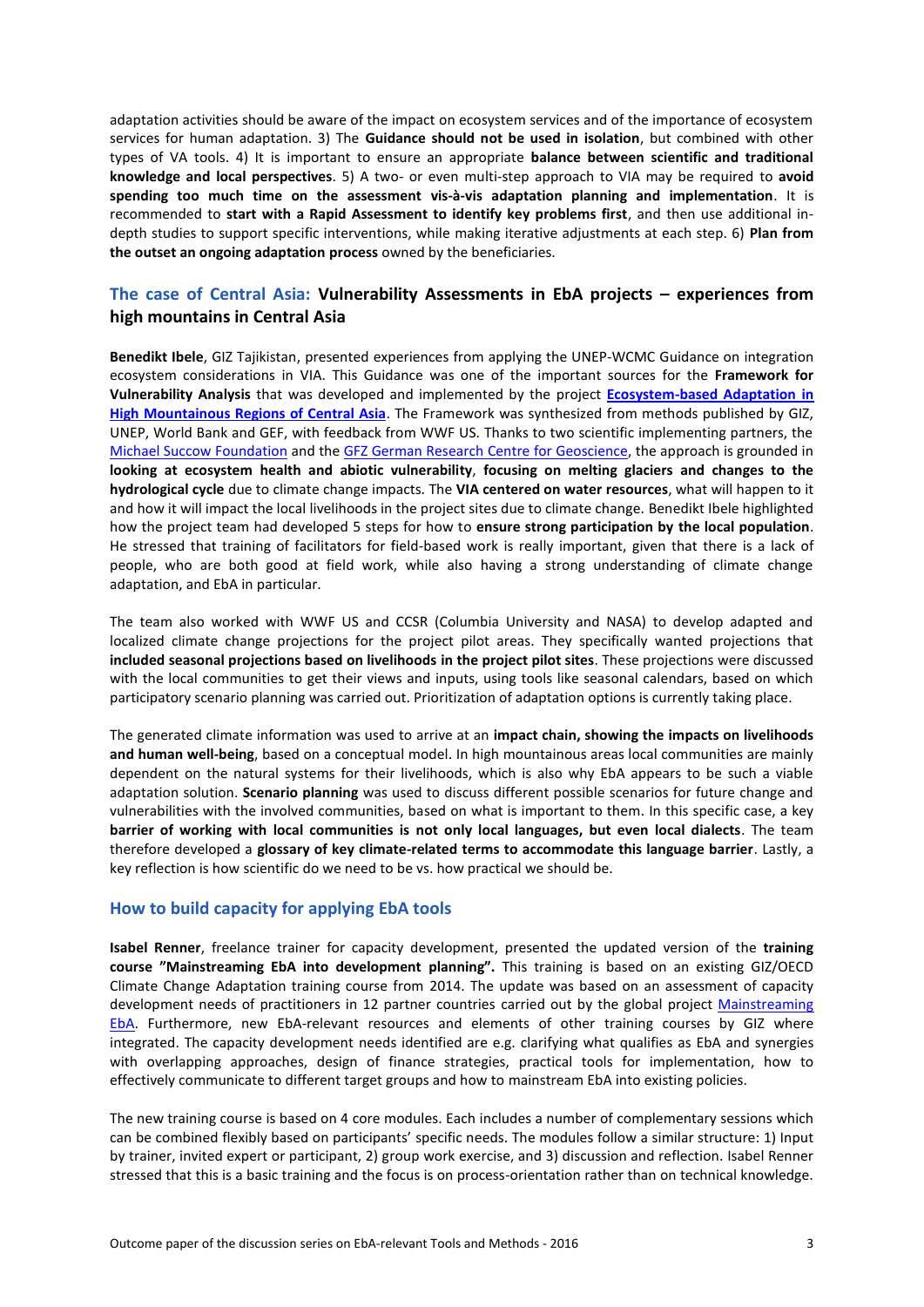adaptation activities should be aware of the impact on ecosystem services and of the importance of ecosystem services for human adaptation. 3) The **Guidance should not be used in isolation**, but combined with other types of VA tools. 4) It is important to ensure an appropriate **balance between scientific and traditional knowledge and local perspectives**. 5) A two- or even multi-step approach to VIA may be required to **avoid spending too much time on the assessment vis-à-vis adaptation planning and implementation**. It is recommended to **start with a Rapid Assessment to identify key problems first**, and then use additional in-depth studies to support specific interventions, while making iterative adjustments at each step. 6) **Plan from the outset an ongoing adaptation process** owned by the beneficiaries.

## The case of Central Asia: **Vulnerability Assessments in EbA projects – experiences from high mountains in Central Asia**

**Benedikt Ibele**, GIZ Tajikistan, presented experiences from applying the UNEP-WCMC Guidance on integration ecosystem considerations in VIA. This Guidance was one of the important sources for the **Framework for Vulnerability Analysis** that was developed and implemented by the project **Ecosystem-based Adaptation in High Mountainous Regions of Central Asia**. The Framework was synthesized from methods published by GIZ, UNEP, World Bank and GEF, with feedback from WWF US. Thanks to two scientific implementing partners, the Michael Succow Foundation and the GFZ German Research Centre for Geoscience, the approach is grounded in **looking at ecosystem health and abiotic vulnerability**, **focusing on melting glaciers and changes to the hydrological cycle** due to climate change impacts. The **VIA centered on water resources**, what will happen to it and how it will impact the local livelihoods in the project sites due to climate change. Benedikt Ibele highlighted how the project team had developed 5 steps for how to **ensure strong participation by the local population**. He stressed that training of facilitators for field-based work is really important, given that there is a lack of people, who are both good at field work, while also having a strong understanding of climate change adaptation, and EbA in particular.

The team also worked with WWF US and CCSR (Columbia University and NASA) to develop adapted and localized climate change projections for the project pilot areas. They specifically wanted projections that **included seasonal projections based on livelihoods in the project pilot sites**. These projections were discussed with the local communities to get their views and inputs, using tools like seasonal calendars, based on which participatory scenario planning was carried out. Prioritization of adaptation options is currently taking place.

The generated climate information was used to arrive at an **impact chain, showing the impacts on livelihoods and human well-being**, based on a conceptual model. In high mountainous areas local communities are mainly dependent on the natural systems for their livelihoods, which is also why EbA appears to be such a viable adaptation solution. **Scenario planning** was used to discuss different possible scenarios for future change and vulnerabilities with the involved communities, based on what is important to them. In this specific case, a key **barrier of working with local communities is not only local languages, but even local dialects**. The team therefore developed a **glossary of key climate-related terms to accommodate this language barrier**. Lastly, a key reflection is how scientific do we need to be vs. how practical we should be.

## How to build capacity for applying EbA tools

**Isabel Renner**, freelance trainer for capacity development, presented the updated version of the **training course "Mainstreaming EbA into development planning".** This training is based on an existing GIZ/OECD Climate Change Adaptation training course from 2014. The update was based on an assessment of capacity development needs of practitioners in 12 partner countries carried out by the global project Mainstreaming EbA. Furthermore, new EbA-relevant resources and elements of other training courses by GIZ where integrated. The capacity development needs identified are e.g. clarifying what qualifies as EbA and synergies with overlapping approaches, design of finance strategies, practical tools for implementation, how to effectively communicate to different target groups and how to mainstream EbA into existing policies.

The new training course is based on 4 core modules. Each includes a number of complementary sessions which can be combined flexibly based on participants' specific needs. The modules follow a similar structure: 1) Input by trainer, invited expert or participant, 2) group work exercise, and 3) discussion and reflection. Isabel Renner stressed that this is a basic training and the focus is on process-orientation rather than on technical knowledge.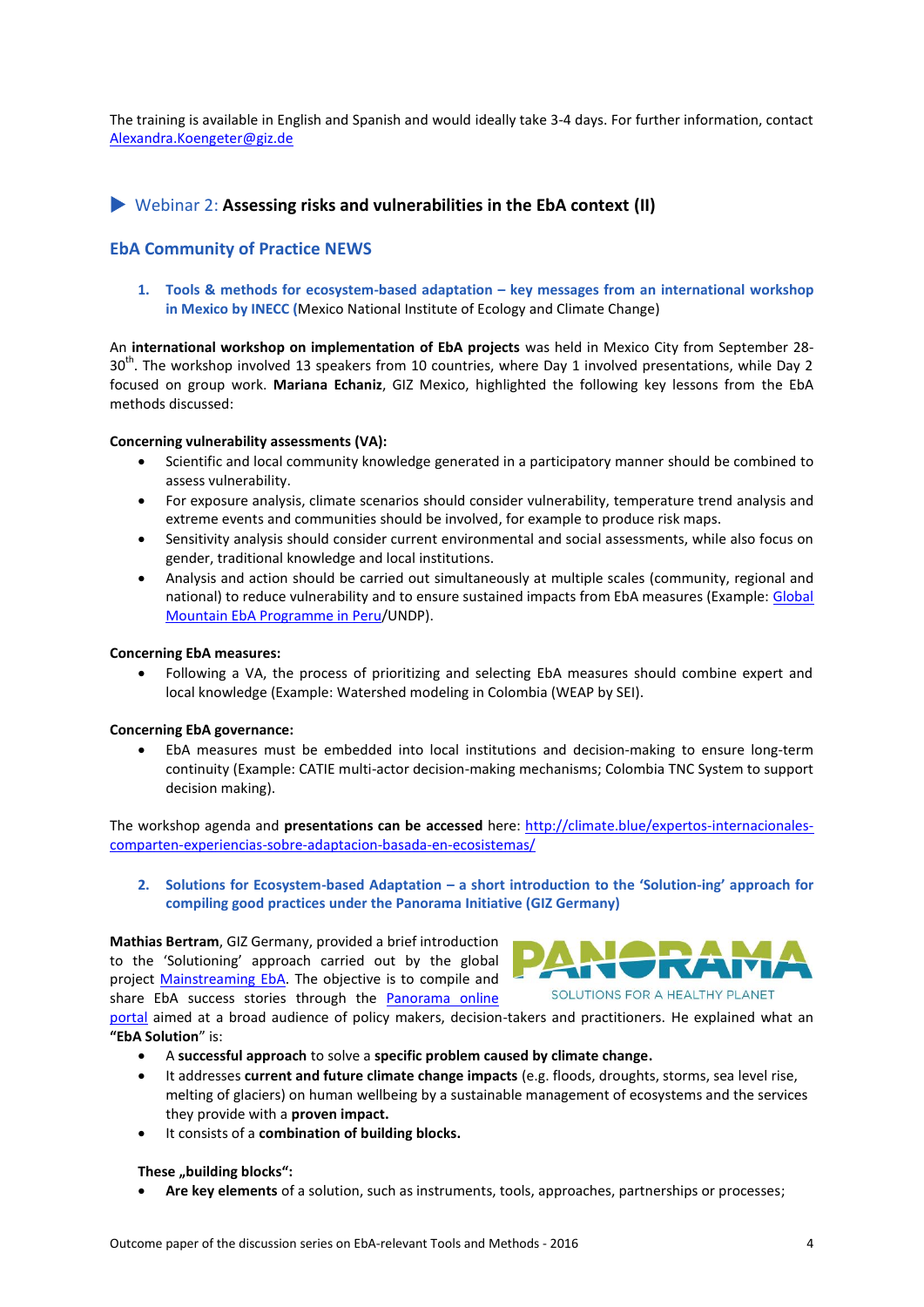The training is available in English and Spanish and would ideally take 3-4 days. For further information, contact Alexandra.Koengeter@giz.de

## ▶ Webinar 2: **Assessing risks and vulnerabilities in the EbA context (II)**

### EbA Community of Practice NEWS

1. **Tools & methods for ecosystem-based adaptation – key messages from an international workshop in Mexico by INECC** (Mexico National Institute of Ecology and Climate Change)

An **international workshop on implementation of EbA projects** was held in Mexico City from September 28-30th. The workshop involved 13 speakers from 10 countries, where Day 1 involved presentations, while Day 2 focused on group work. **Mariana Echaniz**, GIZ Mexico, highlighted the following key lessons from the EbA methods discussed:

**Concerning vulnerability assessments (VA):**

- Scientific and local community knowledge generated in a participatory manner should be combined to assess vulnerability.
- For exposure analysis, climate scenarios should consider vulnerability, temperature trend analysis and extreme events and communities should be involved, for example to produce risk maps.
- Sensitivity analysis should consider current environmental and social assessments, while also focus on gender, traditional knowledge and local institutions.
- Analysis and action should be carried out simultaneously at multiple scales (community, regional and national) to reduce vulnerability and to ensure sustained impacts from EbA measures (Example: Global Mountain EbA Programme in Peru/UNDP).

**Concerning EbA measures:**

- Following a VA, the process of prioritizing and selecting EbA measures should combine expert and local knowledge (Example: Watershed modeling in Colombia (WEAP by SEI).

**Concerning EbA governance:**

- EbA measures must be embedded into local institutions and decision-making to ensure long-term continuity (Example: CATIE multi-actor decision-making mechanisms; Colombia TNC System to support decision making).

The workshop agenda and **presentations can be accessed** here: http://climate.blue/expertos-internacionales-comparten-experiencias-sobre-adaptacion-basada-en-ecosistemas/

2. **Solutions for Ecosystem-based Adaptation – a short introduction to the 'Solution-ing' approach for compiling good practices under the Panorama Initiative (GIZ Germany)**

PANORAMA
SOLUTIONS FOR A HEALTHY PLANET

**Mathias Bertram**, GIZ Germany, provided a brief introduction to the 'Solutioning' approach carried out by the global project Mainstreaming EbA. The objective is to compile and share EbA success stories through the Panorama online portal aimed at a broad audience of policy makers, decision-takers and practitioners. He explained what an **"EbA Solution"** is:

- A **successful approach** to solve a **specific problem caused by climate change.**
- It addresses **current and future climate change impacts** (e.g. floods, droughts, storms, sea level rise, melting of glaciers) on human wellbeing by a sustainable management of ecosystems and the services they provide with a **proven impact.**
- It consists of a **combination of building blocks.**

**These „building blocks":**

- **Are key elements** of a solution, such as instruments, tools, approaches, partnerships or processes;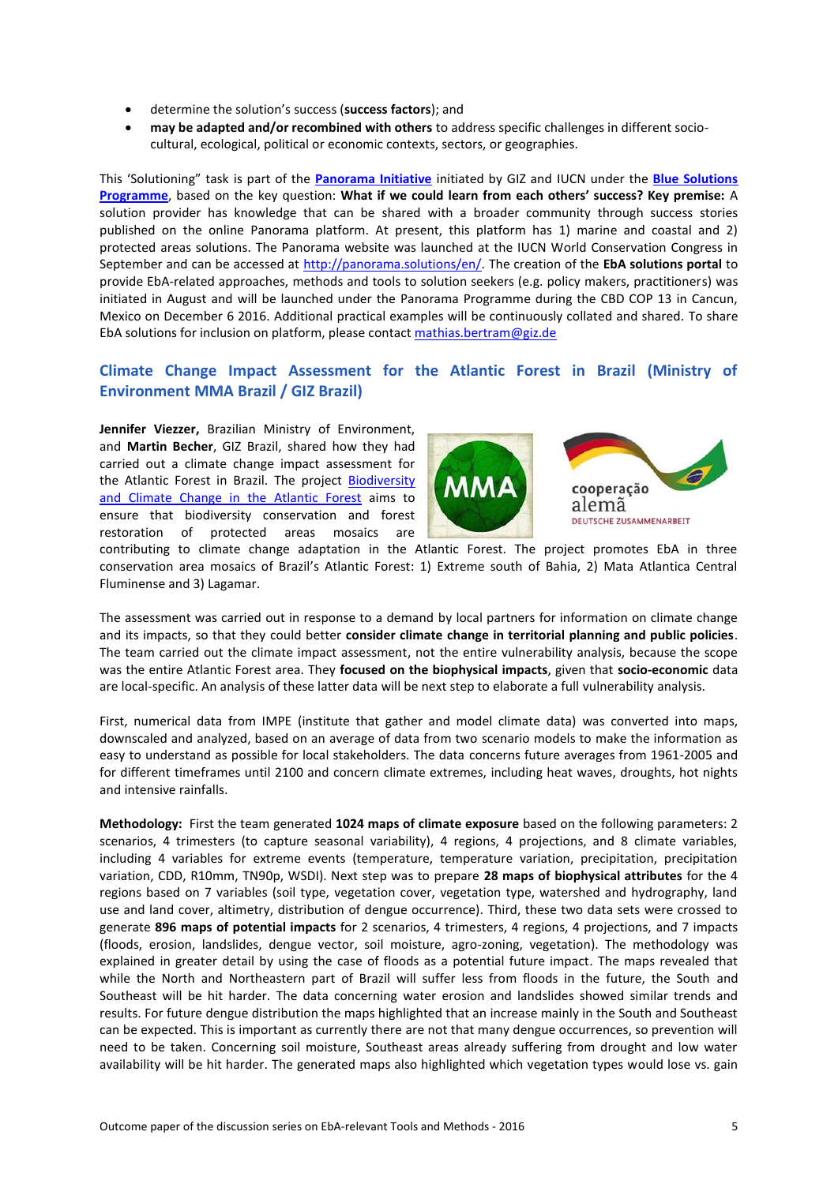- determine the solution's success (**success factors**); and
- **may be adapted and/or recombined with others** to address specific challenges in different socio-cultural, ecological, political or economic contexts, sectors, or geographies.

This 'Solutioning" task is part of the **Panorama Initiative** initiated by GIZ and IUCN under the **Blue Solutions Programme**, based on the key question: **What if we could learn from each others' success? Key premise:** A solution provider has knowledge that can be shared with a broader community through success stories published on the online Panorama platform. At present, this platform has 1) marine and coastal and 2) protected areas solutions. The Panorama website was launched at the IUCN World Conservation Congress in September and can be accessed at http://panorama.solutions/en/. The creation of the **EbA solutions portal** to provide EbA-related approaches, methods and tools to solution seekers (e.g. policy makers, practitioners) was initiated in August and will be launched under the Panorama Programme during the CBD COP 13 in Cancun, Mexico on December 6 2016. Additional practical examples will be continuously collated and shared. To share EbA solutions for inclusion on platform, please contact mathias.bertram@giz.de

## Climate Change Impact Assessment for the Atlantic Forest in Brazil (Ministry of Environment MMA Brazil / GIZ Brazil)

**Jennifer Viezzer,** Brazilian Ministry of Environment, and **Martin Becher**, GIZ Brazil, shared how they had carried out a climate change impact assessment for the Atlantic Forest in Brazil. The project Biodiversity and Climate Change in the Atlantic Forest aims to ensure that biodiversity conservation and forest restoration of protected areas mosaics are contributing to climate change adaptation in the Atlantic Forest. The project promotes EbA in three conservation area mosaics of Brazil's Atlantic Forest: 1) Extreme south of Bahia, 2) Mata Atlantica Central Fluminense and 3) Lagamar.

The assessment was carried out in response to a demand by local partners for information on climate change and its impacts, so that they could better **consider climate change in territorial planning and public policies**. The team carried out the climate impact assessment, not the entire vulnerability analysis, because the scope was the entire Atlantic Forest area. They **focused on the biophysical impacts**, given that **socio-economic** data are local-specific. An analysis of these latter data will be next step to elaborate a full vulnerability analysis.

First, numerical data from IMPE (institute that gather and model climate data) was converted into maps, downscaled and analyzed, based on an average of data from two scenario models to make the information as easy to understand as possible for local stakeholders. The data concerns future averages from 1961-2005 and for different timeframes until 2100 and concern climate extremes, including heat waves, droughts, hot nights and intensive rainfalls.

**Methodology:** First the team generated **1024 maps of climate exposure** based on the following parameters: 2 scenarios, 4 trimesters (to capture seasonal variability), 4 regions, 4 projections, and 8 climate variables, including 4 variables for extreme events (temperature, temperature variation, precipitation, precipitation variation, CDD, R10mm, TN90p, WSDI). Next step was to prepare **28 maps of biophysical attributes** for the 4 regions based on 7 variables (soil type, vegetation cover, vegetation type, watershed and hydrography, land use and land cover, altimetry, distribution of dengue occurrence). Third, these two data sets were crossed to generate **896 maps of potential impacts** for 2 scenarios, 4 trimesters, 4 regions, 4 projections, and 7 impacts (floods, erosion, landslides, dengue vector, soil moisture, agro-zoning, vegetation). The methodology was explained in greater detail by using the case of floods as a potential future impact. The maps revealed that while the North and Northeastern part of Brazil will suffer less from floods in the future, the South and Southeast will be hit harder. The data concerning water erosion and landslides showed similar trends and results. For future dengue distribution the maps highlighted that an increase mainly in the South and Southeast can be expected. This is important as currently there are not that many dengue occurrences, so prevention will need to be taken. Concerning soil moisture, Southeast areas already suffering from drought and low water availability will be hit harder. The generated maps also highlighted which vegetation types would lose vs. gain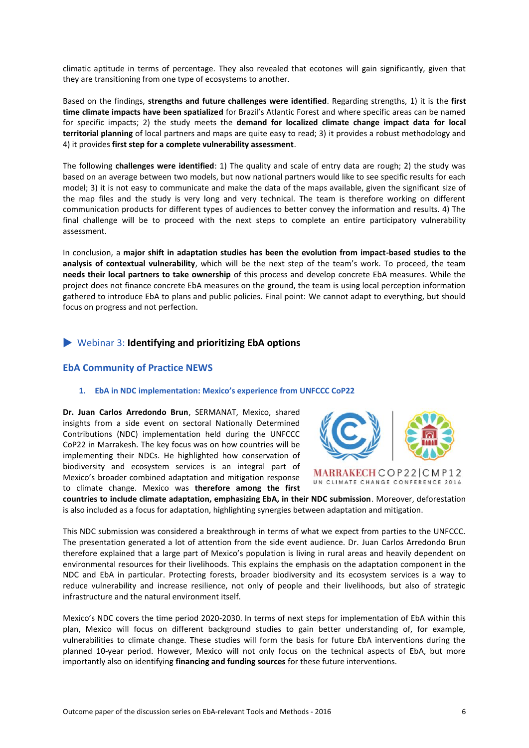climatic aptitude in terms of percentage. They also revealed that ecotones will gain significantly, given that they are transitioning from one type of ecosystems to another.

Based on the findings, **strengths and future challenges were identified**. Regarding strengths, 1) it is the **first time climate impacts have been spatialized** for Brazil's Atlantic Forest and where specific areas can be named for specific impacts; 2) the study meets the **demand for localized climate change impact data for local territorial planning** of local partners and maps are quite easy to read; 3) it provides a robust methodology and 4) it provides **first step for a complete vulnerability assessment**.

The following **challenges were identified**: 1) The quality and scale of entry data are rough; 2) the study was based on an average between two models, but now national partners would like to see specific results for each model; 3) it is not easy to communicate and make the data of the maps available, given the significant size of the map files and the study is very long and very technical. The team is therefore working on different communication products for different types of audiences to better convey the information and results. 4) The final challenge will be to proceed with the next steps to complete an entire participatory vulnerability assessment.

In conclusion, a **major shift in adaptation studies has been the evolution from impact-based studies to the analysis of contextual vulnerability**, which will be the next step of the team's work. To proceed, the team **needs their local partners to take ownership** of this process and develop concrete EbA measures. While the project does not finance concrete EbA measures on the ground, the team is using local perception information gathered to introduce EbA to plans and public policies. Final point: We cannot adapt to everything, but should focus on progress and not perfection.

## ▶ Webinar 3: **Identifying and prioritizing EbA options**

## EbA Community of Practice NEWS

### 1. EbA in NDC implementation: Mexico's experience from UNFCCC CoP22

**Dr. Juan Carlos Arredondo Brun**, SERMANAT, Mexico, shared insights from a side event on sectoral Nationally Determined Contributions (NDC) implementation held during the UNFCCC CoP22 in Marrakesh. The key focus was on how countries will be implementing their NDCs. He highlighted how conservation of biodiversity and ecosystem services is an integral part of Mexico's broader combined adaptation and mitigation response to climate change. Mexico was **therefore among the first countries to include climate adaptation, emphasizing EbA, in their NDC submission**. Moreover, deforestation is also included as a focus for adaptation, highlighting synergies between adaptation and mitigation.

MARRAKECH COP22|CMP12
UN CLIMATE CHANGE CONFERENCE 2016

This NDC submission was considered a breakthrough in terms of what we expect from parties to the UNFCCC. The presentation generated a lot of attention from the side event audience. Dr. Juan Carlos Arredondo Brun therefore explained that a large part of Mexico's population is living in rural areas and heavily dependent on environmental resources for their livelihoods. This explains the emphasis on the adaptation component in the NDC and EbA in particular. Protecting forests, broader biodiversity and its ecosystem services is a way to reduce vulnerability and increase resilience, not only of people and their livelihoods, but also of strategic infrastructure and the natural environment itself.

Mexico's NDC covers the time period 2020-2030. In terms of next steps for implementation of EbA within this plan, Mexico will focus on different background studies to gain better understanding of, for example, vulnerabilities to climate change. These studies will form the basis for future EbA interventions during the planned 10-year period. However, Mexico will not only focus on the technical aspects of EbA, but more importantly also on identifying **financing and funding sources** for these future interventions.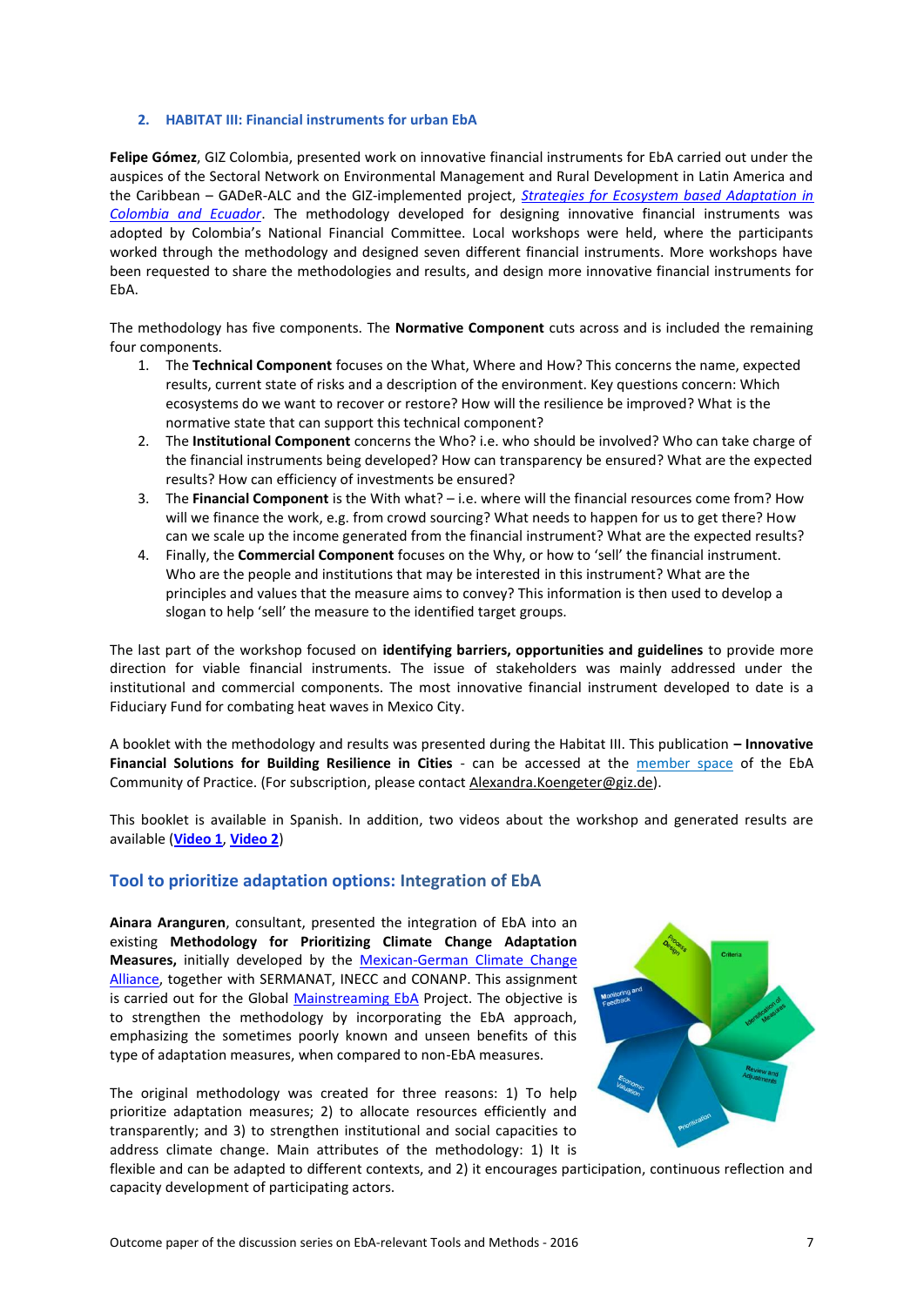## 2. HABITAT III: Financial instruments for urban EbA

**Felipe Gómez**, GIZ Colombia, presented work on innovative financial instruments for EbA carried out under the auspices of the Sectoral Network on Environmental Management and Rural Development in Latin America and the Caribbean – GADeR-ALC and the GIZ-implemented project, *Strategies for Ecosystem based Adaptation in Colombia and Ecuador*. The methodology developed for designing innovative financial instruments was adopted by Colombia's National Financial Committee. Local workshops were held, where the participants worked through the methodology and designed seven different financial instruments. More workshops have been requested to share the methodologies and results, and design more innovative financial instruments for EbA.

The methodology has five components. The **Normative Component** cuts across and is included the remaining four components.

1. The **Technical Component** focuses on the What, Where and How? This concerns the name, expected results, current state of risks and a description of the environment. Key questions concern: Which ecosystems do we want to recover or restore? How will the resilience be improved? What is the normative state that can support this technical component?
2. The **Institutional Component** concerns the Who? i.e. who should be involved? Who can take charge of the financial instruments being developed? How can transparency be ensured? What are the expected results? How can efficiency of investments be ensured?
3. The **Financial Component** is the With what? – i.e. where will the financial resources come from? How will we finance the work, e.g. from crowd sourcing? What needs to happen for us to get there? How can we scale up the income generated from the financial instrument? What are the expected results?
4. Finally, the **Commercial Component** focuses on the Why, or how to 'sell' the financial instrument. Who are the people and institutions that may be interested in this instrument? What are the principles and values that the measure aims to convey? This information is then used to develop a slogan to help 'sell' the measure to the identified target groups.

The last part of the workshop focused on **identifying barriers, opportunities and guidelines** to provide more direction for viable financial instruments. The issue of stakeholders was mainly addressed under the institutional and commercial components. The most innovative financial instrument developed to date is a Fiduciary Fund for combating heat waves in Mexico City.

A booklet with the methodology and results was presented during the Habitat III. This publication **– Innovative Financial Solutions for Building Resilience in Cities** - can be accessed at the member space of the EbA Community of Practice. (For subscription, please contact Alexandra.Koengeter@giz.de).

This booklet is available in Spanish. In addition, two videos about the workshop and generated results are available (**Video 1**, **Video 2**)

## Tool to prioritize adaptation options: Integration of EbA

**Ainara Aranguren**, consultant, presented the integration of EbA into an existing **Methodology for Prioritizing Climate Change Adaptation Measures,** initially developed by the Mexican-German Climate Change Alliance, together with SERMANAT, INECC and CONANP. This assignment is carried out for the Global Mainstreaming EbA Project. The objective is to strengthen the methodology by incorporating the EbA approach, emphasizing the sometimes poorly known and unseen benefits of this type of adaptation measures, when compared to non-EbA measures.

The original methodology was created for three reasons: 1) To help prioritize adaptation measures; 2) to allocate resources efficiently and transparently; and 3) to strengthen institutional and social capacities to address climate change. Main attributes of the methodology: 1) It is flexible and can be adapted to different contexts, and 2) it encourages participation, continuous reflection and capacity development of participating actors.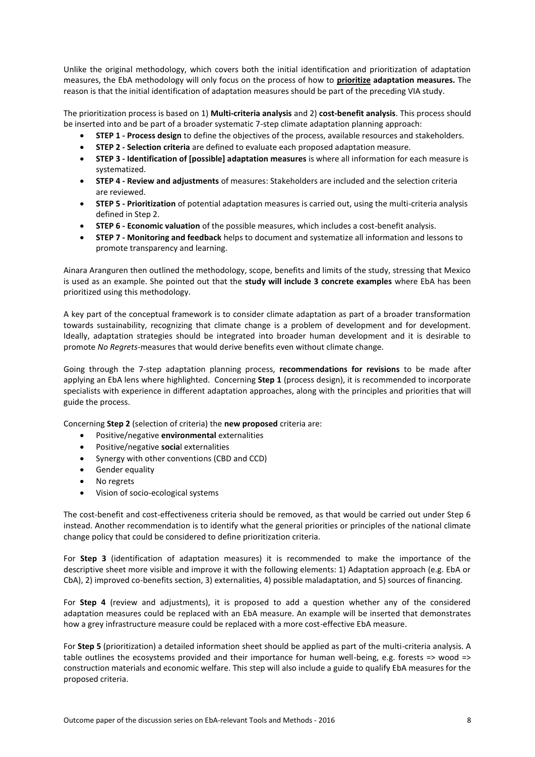Unlike the original methodology, which covers both the initial identification and prioritization of adaptation measures, the EbA methodology will only focus on the process of how to **prioritize adaptation measures.** The reason is that the initial identification of adaptation measures should be part of the preceding VIA study.

The prioritization process is based on 1) **Multi-criteria analysis** and 2) **cost-benefit analysis**. This process should be inserted into and be part of a broader systematic 7-step climate adaptation planning approach:

- **STEP 1 - Process design** to define the objectives of the process, available resources and stakeholders.
- **STEP 2 - Selection criteria** are defined to evaluate each proposed adaptation measure.
- **STEP 3 - Identification of [possible] adaptation measures** is where all information for each measure is systematized.
- **STEP 4 - Review and adjustments** of measures: Stakeholders are included and the selection criteria are reviewed.
- **STEP 5 - Prioritization** of potential adaptation measures is carried out, using the multi-criteria analysis defined in Step 2.
- **STEP 6 - Economic valuation** of the possible measures, which includes a cost-benefit analysis.
- **STEP 7 - Monitoring and feedback** helps to document and systematize all information and lessons to promote transparency and learning.

Ainara Aranguren then outlined the methodology, scope, benefits and limits of the study, stressing that Mexico is used as an example. She pointed out that the **study will include 3 concrete examples** where EbA has been prioritized using this methodology.

A key part of the conceptual framework is to consider climate adaptation as part of a broader transformation towards sustainability, recognizing that climate change is a problem of development and for development. Ideally, adaptation strategies should be integrated into broader human development and it is desirable to promote *No Regrets*-measures that would derive benefits even without climate change.

Going through the 7-step adaptation planning process, **recommendations for revisions** to be made after applying an EbA lens where highlighted. Concerning **Step 1** (process design), it is recommended to incorporate specialists with experience in different adaptation approaches, along with the principles and priorities that will guide the process.

Concerning **Step 2** (selection of criteria) the **new proposed** criteria are:

- Positive/negative **environmental** externalities
- Positive/negative **socia**l externalities
- Synergy with other conventions (CBD and CCD)
- Gender equality
- No regrets
- Vision of socio-ecological systems

The cost-benefit and cost-effectiveness criteria should be removed, as that would be carried out under Step 6 instead. Another recommendation is to identify what the general priorities or principles of the national climate change policy that could be considered to define prioritization criteria.

For **Step 3** (identification of adaptation measures) it is recommended to make the importance of the descriptive sheet more visible and improve it with the following elements: 1) Adaptation approach (e.g. EbA or CbA), 2) improved co-benefits section, 3) externalities, 4) possible maladaptation, and 5) sources of financing.

For **Step 4** (review and adjustments), it is proposed to add a question whether any of the considered adaptation measures could be replaced with an EbA measure. An example will be inserted that demonstrates how a grey infrastructure measure could be replaced with a more cost-effective EbA measure.

For **Step 5** (prioritization) a detailed information sheet should be applied as part of the multi-criteria analysis. A table outlines the ecosystems provided and their importance for human well-being, e.g. forests => wood => construction materials and economic welfare. This step will also include a guide to qualify EbA measures for the proposed criteria.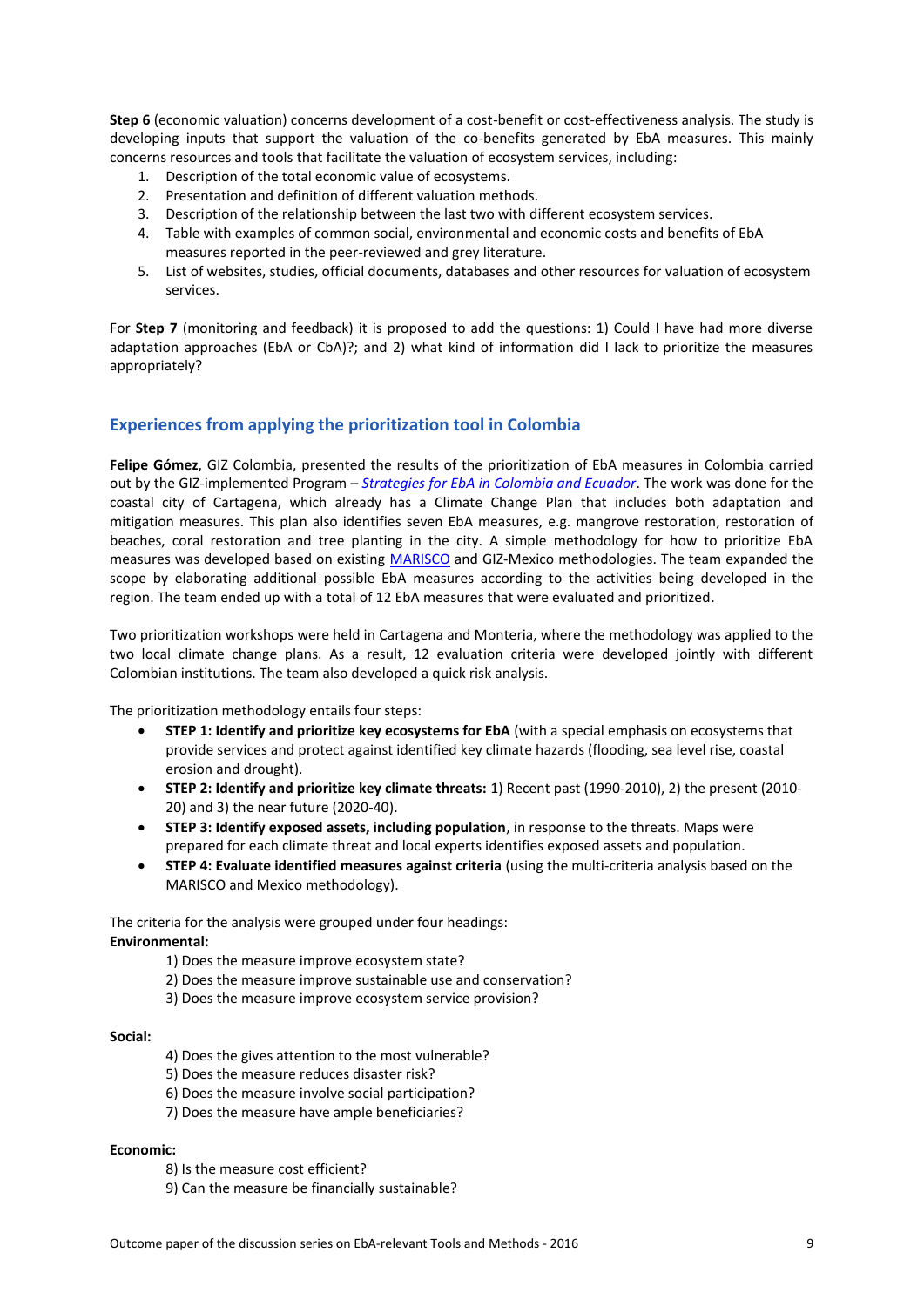**Step 6** (economic valuation) concerns development of a cost-benefit or cost-effectiveness analysis. The study is developing inputs that support the valuation of the co-benefits generated by EbA measures. This mainly concerns resources and tools that facilitate the valuation of ecosystem services, including:

1. Description of the total economic value of ecosystems.
2. Presentation and definition of different valuation methods.
3. Description of the relationship between the last two with different ecosystem services.
4. Table with examples of common social, environmental and economic costs and benefits of EbA measures reported in the peer-reviewed and grey literature.
5. List of websites, studies, official documents, databases and other resources for valuation of ecosystem services.

For **Step 7** (monitoring and feedback) it is proposed to add the questions: 1) Could I have had more diverse adaptation approaches (EbA or CbA)?; and 2) what kind of information did I lack to prioritize the measures appropriately?

## Experiences from applying the prioritization tool in Colombia

**Felipe Gómez**, GIZ Colombia, presented the results of the prioritization of EbA measures in Colombia carried out by the GIZ-implemented Program – ***Strategies for EbA in Colombia and Ecuador***. The work was done for the coastal city of Cartagena, which already has a Climate Change Plan that includes both adaptation and mitigation measures. This plan also identifies seven EbA measures, e.g. mangrove restoration, restoration of beaches, coral restoration and tree planting in the city. A simple methodology for how to prioritize EbA measures was developed based on existing MARISCO and GIZ-Mexico methodologies. The team expanded the scope by elaborating additional possible EbA measures according to the activities being developed in the region. The team ended up with a total of 12 EbA measures that were evaluated and prioritized.

Two prioritization workshops were held in Cartagena and Monteria, where the methodology was applied to the two local climate change plans. As a result, 12 evaluation criteria were developed jointly with different Colombian institutions. The team also developed a quick risk analysis.

The prioritization methodology entails four steps:

- **STEP 1: Identify and prioritize key ecosystems for EbA** (with a special emphasis on ecosystems that provide services and protect against identified key climate hazards (flooding, sea level rise, coastal erosion and drought).
- **STEP 2: Identify and prioritize key climate threats:** 1) Recent past (1990-2010), 2) the present (2010-20) and 3) the near future (2020-40).
- **STEP 3: Identify exposed assets, including population**, in response to the threats. Maps were prepared for each climate threat and local experts identifies exposed assets and population.
- **STEP 4: Evaluate identified measures against criteria** (using the multi-criteria analysis based on the MARISCO and Mexico methodology).

The criteria for the analysis were grouped under four headings:

**Environmental:**

1) Does the measure improve ecosystem state?
2) Does the measure improve sustainable use and conservation?
3) Does the measure improve ecosystem service provision?

**Social:**

4) Does the gives attention to the most vulnerable?
5) Does the measure reduces disaster risk?
6) Does the measure involve social participation?
7) Does the measure have ample beneficiaries?

**Economic:**

8) Is the measure cost efficient?
9) Can the measure be financially sustainable?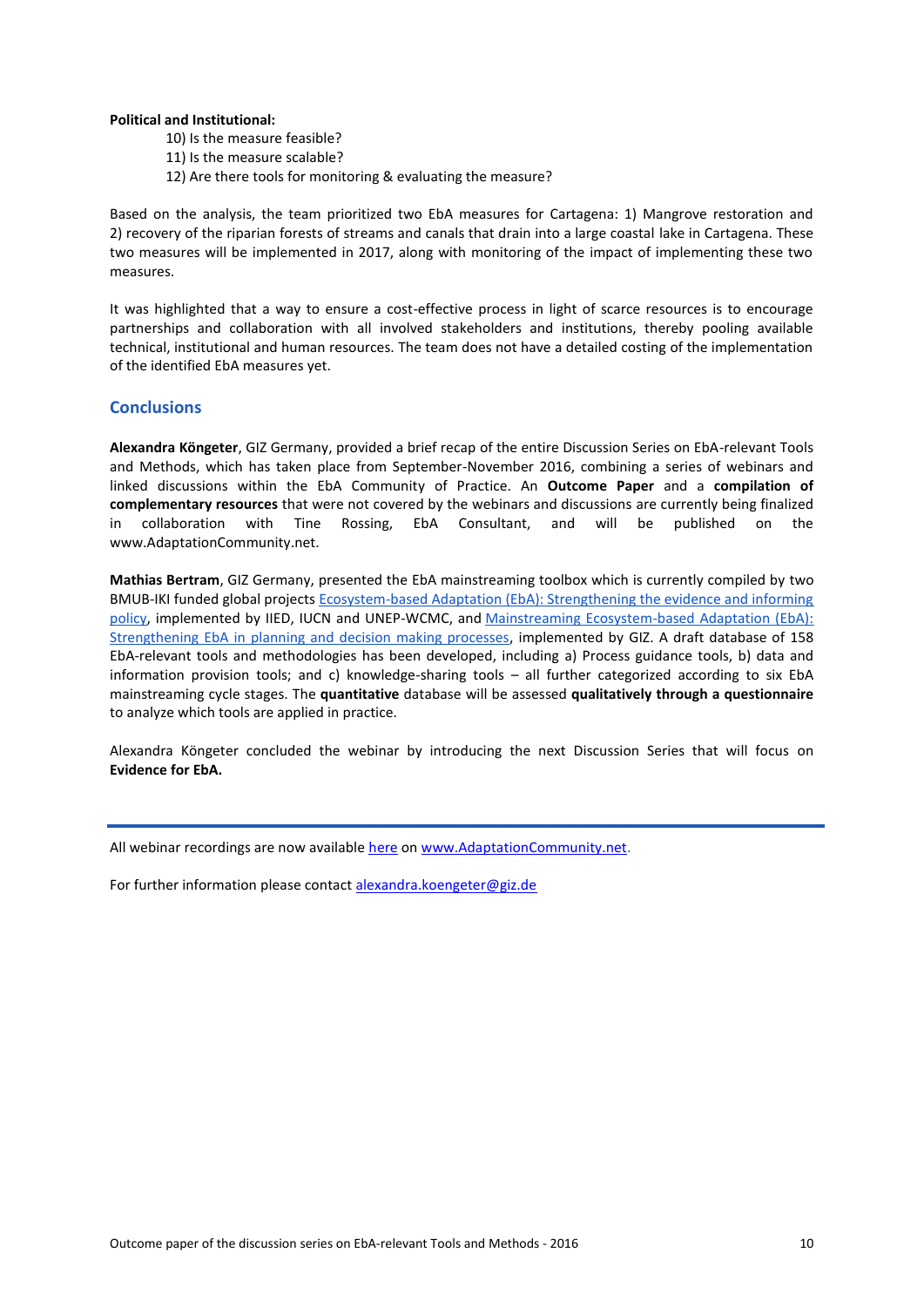**Political and Institutional:**

10) Is the measure feasible?
11) Is the measure scalable?
12) Are there tools for monitoring & evaluating the measure?

Based on the analysis, the team prioritized two EbA measures for Cartagena: 1) Mangrove restoration and 2) recovery of the riparian forests of streams and canals that drain into a large coastal lake in Cartagena. These two measures will be implemented in 2017, along with monitoring of the impact of implementing these two measures.

It was highlighted that a way to ensure a cost-effective process in light of scarce resources is to encourage partnerships and collaboration with all involved stakeholders and institutions, thereby pooling available technical, institutional and human resources. The team does not have a detailed costing of the implementation of the identified EbA measures yet.

## Conclusions

**Alexandra Köngeter**, GIZ Germany, provided a brief recap of the entire Discussion Series on EbA-relevant Tools and Methods, which has taken place from September-November 2016, combining a series of webinars and linked discussions within the EbA Community of Practice. An **Outcome Paper** and a **compilation of complementary resources** that were not covered by the webinars and discussions are currently being finalized in collaboration with Tine Rossing, EbA Consultant, and will be published on the www.AdaptationCommunity.net.

**Mathias Bertram**, GIZ Germany, presented the EbA mainstreaming toolbox which is currently compiled by two BMUB-IKI funded global projects [Ecosystem-based Adaptation (EbA): Strengthening the evidence and informing policy](), implemented by IIED, IUCN and UNEP-WCMC, and [Mainstreaming Ecosystem-based Adaptation (EbA): Strengthening EbA in planning and decision making processes](), implemented by GIZ. A draft database of 158 EbA-relevant tools and methodologies has been developed, including a) Process guidance tools, b) data and information provision tools; and c) knowledge-sharing tools – all further categorized according to six EbA mainstreaming cycle stages. The **quantitative** database will be assessed **qualitatively through a questionnaire** to analyze which tools are applied in practice.

Alexandra Köngeter concluded the webinar by introducing the next Discussion Series that will focus on **Evidence for EbA.**

---

All webinar recordings are now available [here]() on [www.AdaptationCommunity.net]().

For further information please contact [alexandra.koengeter@giz.de]()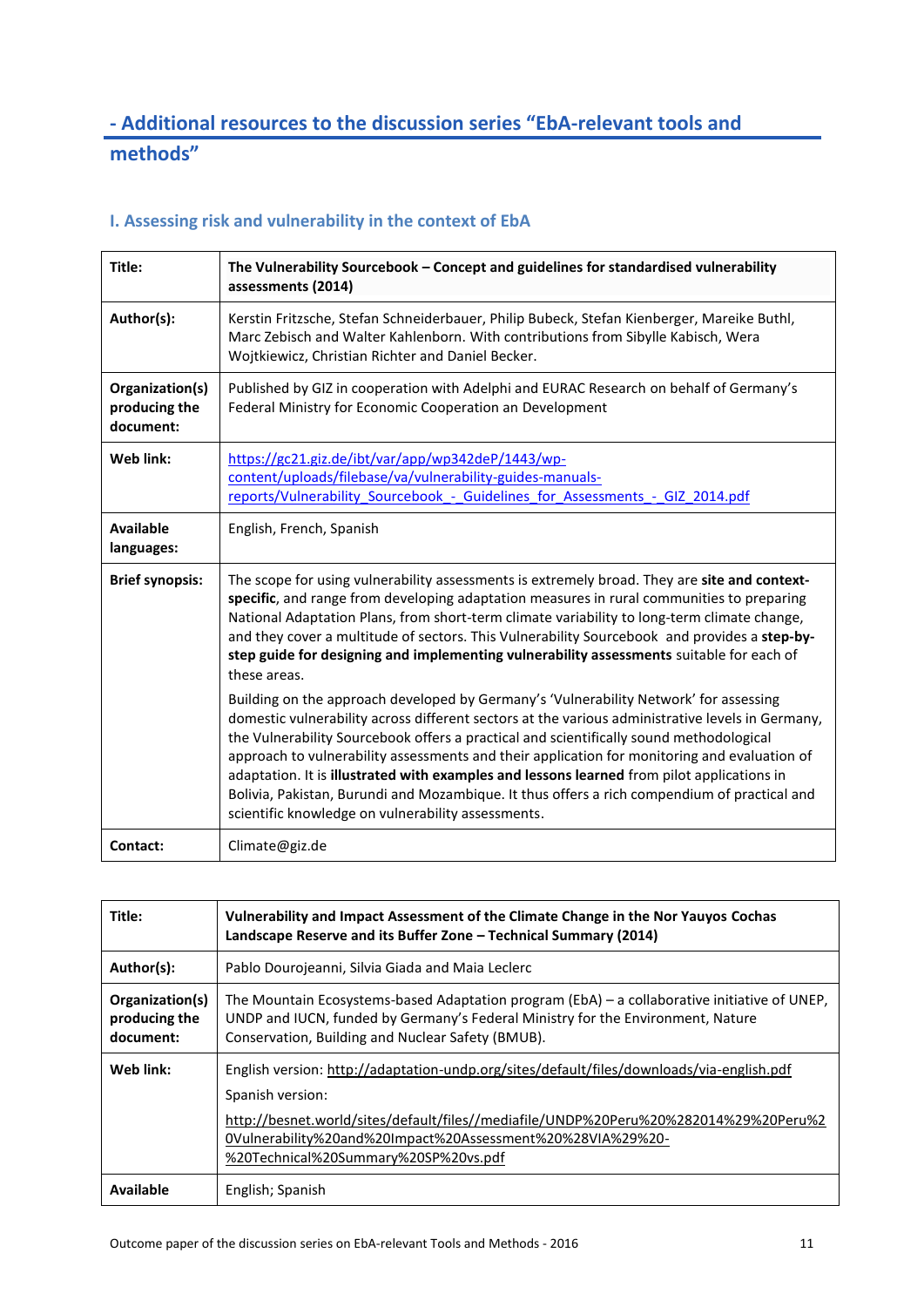## - Additional resources to the discussion series "EbA-relevant tools and methods"

### I. Assessing risk and vulnerability in the context of EbA

| Title: | The Vulnerability Sourcebook – Concept and guidelines for standardised vulnerability assessments (2014) |
|---|---|
| Author(s): | Kerstin Fritzsche, Stefan Schneiderbauer, Philip Bubeck, Stefan Kienberger, Mareike Buthl, Marc Zebisch and Walter Kahlenborn. With contributions from Sibylle Kabisch, Wera Wojtkiewicz, Christian Richter and Daniel Becker. |
| Organization(s) producing the document: | Published by GIZ in cooperation with Adelphi and EURAC Research on behalf of Germany's Federal Ministry for Economic Cooperation an Development |
| Web link: | https://gc21.giz.de/ibt/var/app/wp342deP/1443/wp-content/uploads/filebase/va/vulnerability-guides-manuals-reports/Vulnerability_Sourcebook_-_Guidelines_for_Assessments_-_GIZ_2014.pdf |
| Available languages: | English, French, Spanish |
| Brief synopsis: | The scope for using vulnerability assessments is extremely broad. They are **site and context-specific**, and range from developing adaptation measures in rural communities to preparing National Adaptation Plans, from short-term climate variability to long-term climate change, and they cover a multitude of sectors. This Vulnerability Sourcebook and provides a **step-by-step guide for designing and implementing vulnerability assessments** suitable for each of these areas.<br><br>Building on the approach developed by Germany's 'Vulnerability Network' for assessing domestic vulnerability across different sectors at the various administrative levels in Germany, the Vulnerability Sourcebook offers a practical and scientifically sound methodological approach to vulnerability assessments and their application for monitoring and evaluation of adaptation. It is **illustrated with examples and lessons learned** from pilot applications in Bolivia, Pakistan, Burundi and Mozambique. It thus offers a rich compendium of practical and scientific knowledge on vulnerability assessments. |
| Contact: | Climate@giz.de |

| Title: | Vulnerability and Impact Assessment of the Climate Change in the Nor Yauyos Cochas Landscape Reserve and its Buffer Zone – Technical Summary (2014) |
|---|---|
| Author(s): | Pablo Dourojeanni, Silvia Giada and Maia Leclerc |
| Organization(s) producing the document: | The Mountain Ecosystems-based Adaptation program (EbA) – a collaborative initiative of UNEP, UNDP and IUCN, funded by Germany's Federal Ministry for the Environment, Nature Conservation, Building and Nuclear Safety (BMUB). |
| Web link: | English version: http://adaptation-undp.org/sites/default/files/downloads/via-english.pdf<br><br>Spanish version:<br><br>http://besnet.world/sites/default/files//mediafile/UNDP%20Peru%20%282014%29%20Peru%20Vulnerability%20and%20Impact%20Assessment%20%28VIA%29%20-%20Technical%20Summary%20SP%20vs.pdf |
| Available | English; Spanish |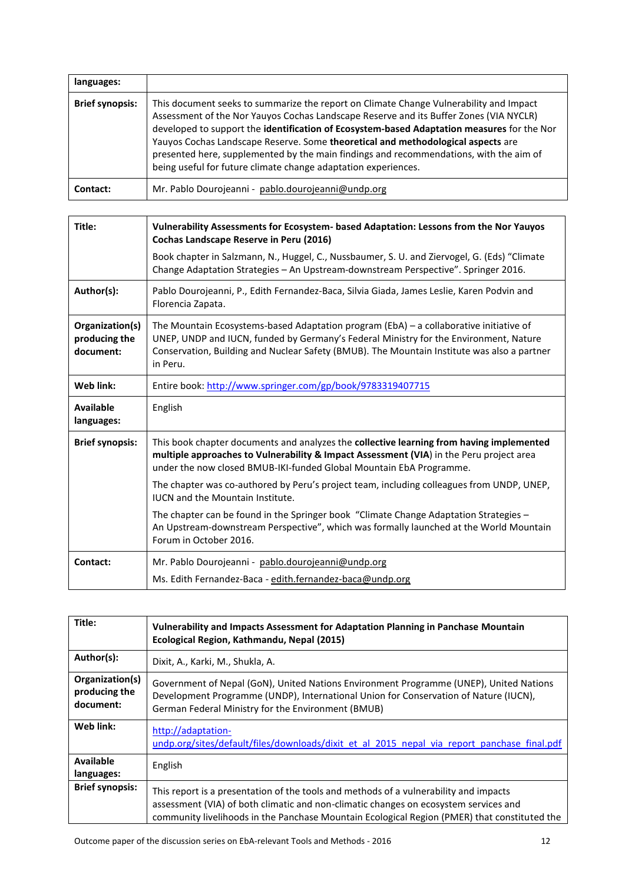| languages: | |
|---|---|
| **Brief synopsis:** | This document seeks to summarize the report on Climate Change Vulnerability and Impact Assessment of the Nor Yauyos Cochas Landscape Reserve and its Buffer Zones (VIA NYCLR) developed to support the **identification of Ecosystem-based Adaptation measures** for the Nor Yauyos Cochas Landscape Reserve. Some **theoretical and methodological aspects** are presented here, supplemented by the main findings and recommendations, with the aim of being useful for future climate change adaptation experiences. |
| **Contact:** | Mr. Pablo Dourojeanni - pablo.dourojeanni@undp.org |

| **Title:** | **Vulnerability Assessments for Ecosystem- based Adaptation: Lessons from the Nor Yauyos Cochas Landscape Reserve in Peru (2016)**<br><br>Book chapter in Salzmann, N., Huggel, C., Nussbaumer, S. U. and Ziervogel, G. (Eds) "Climate Change Adaptation Strategies – An Upstream-downstream Perspective". Springer 2016. |
|---|---|
| **Author(s):** | Pablo Dourojeanni, P., Edith Fernandez-Baca, Silvia Giada, James Leslie, Karen Podvin and Florencia Zapata. |
| **Organization(s) producing the document:** | The Mountain Ecosystems-based Adaptation program (EbA) – a collaborative initiative of UNEP, UNDP and IUCN, funded by Germany's Federal Ministry for the Environment, Nature Conservation, Building and Nuclear Safety (BMUB). The Mountain Institute was also a partner in Peru. |
| **Web link:** | Entire book: http://www.springer.com/gp/book/9783319407715 |
| **Available languages:** | English |
| **Brief synopsis:** | This book chapter documents and analyzes the **collective learning from having implemented multiple approaches to Vulnerability & Impact Assessment (VIA**) in the Peru project area under the now closed BMUB-IKI-funded Global Mountain EbA Programme.<br><br>The chapter was co-authored by Peru's project team, including colleagues from UNDP, UNEP, IUCN and the Mountain Institute.<br><br>The chapter can be found in the Springer book "Climate Change Adaptation Strategies – An Upstream-downstream Perspective", which was formally launched at the World Mountain Forum in October 2016. |
| **Contact:** | Mr. Pablo Dourojeanni - pablo.dourojeanni@undp.org<br><br>Ms. Edith Fernandez-Baca - edith.fernandez-baca@undp.org |

| **Title:** | **Vulnerability and Impacts Assessment for Adaptation Planning in Panchase Mountain Ecological Region, Kathmandu, Nepal (2015)** |
|---|---|
| **Author(s):** | Dixit, A., Karki, M., Shukla, A. |
| **Organization(s) producing the document:** | Government of Nepal (GoN), United Nations Environment Programme (UNEP), United Nations Development Programme (UNDP), International Union for Conservation of Nature (IUCN), German Federal Ministry for the Environment (BMUB) |
| **Web link:** | http://adaptation-undp.org/sites/default/files/downloads/dixit_et_al_2015_nepal_via_report_panchase_final.pdf |
| **Available languages:** | English |
| **Brief synopsis:** | This report is a presentation of the tools and methods of a vulnerability and impacts assessment (VIA) of both climatic and non-climatic changes on ecosystem services and community livelihoods in the Panchase Mountain Ecological Region (PMER) that constituted the |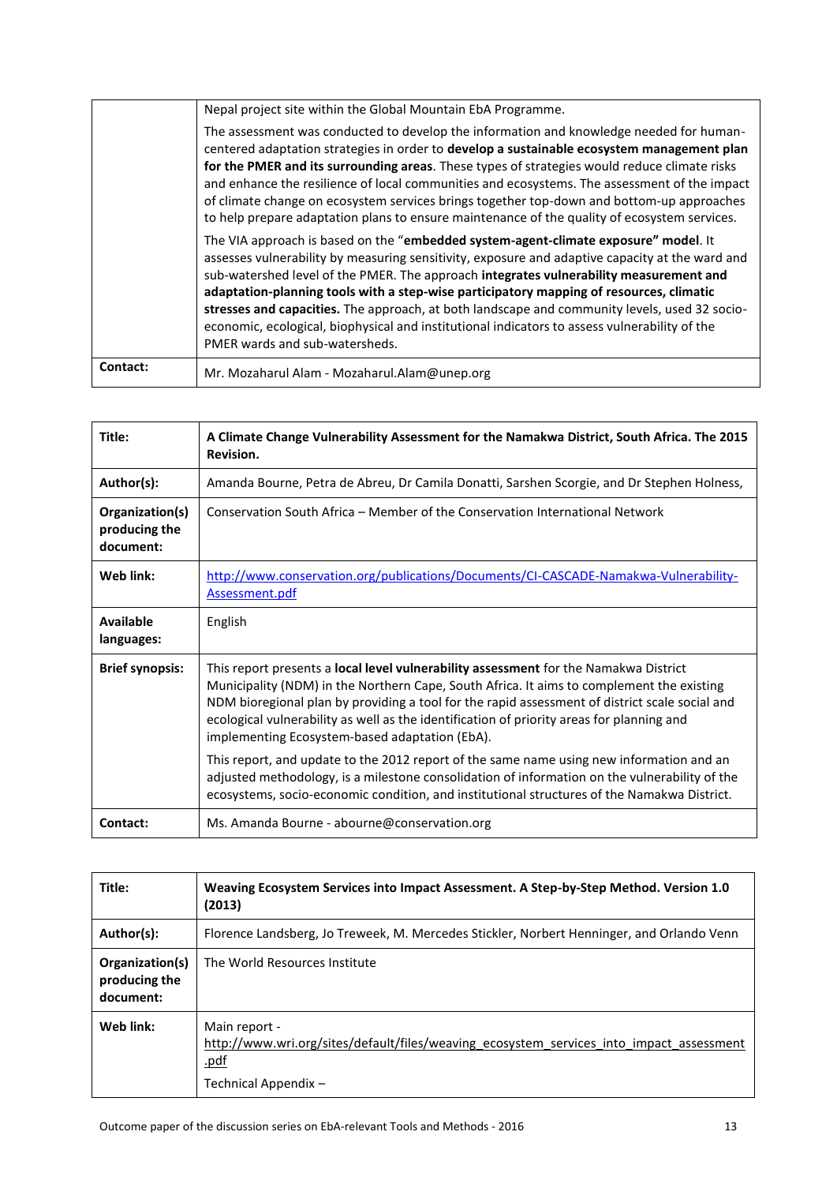| | |
|---|---|
| | Nepal project site within the Global Mountain EbA Programme.<br><br>The assessment was conducted to develop the information and knowledge needed for human-centered adaptation strategies in order to **develop a sustainable ecosystem management plan for the PMER and its surrounding areas**. These types of strategies would reduce climate risks and enhance the resilience of local communities and ecosystems. The assessment of the impact of climate change on ecosystem services brings together top-down and bottom-up approaches to help prepare adaptation plans to ensure maintenance of the quality of ecosystem services.<br><br>The VIA approach is based on the "**embedded system-agent-climate exposure" model**. It assesses vulnerability by measuring sensitivity, exposure and adaptive capacity at the ward and sub-watershed level of the PMER. The approach **integrates vulnerability measurement and adaptation-planning tools with a step-wise participatory mapping of resources, climatic stresses and capacities.** The approach, at both landscape and community levels, used 32 socio-economic, ecological, biophysical and institutional indicators to assess vulnerability of the PMER wards and sub-watersheds. |
| **Contact:** | Mr. Mozaharul Alam - Mozaharul.Alam@unep.org |

| | |
|---|---|
| **Title:** | **A Climate Change Vulnerability Assessment for the Namakwa District, South Africa. The 2015 Revision.** |
| **Author(s):** | Amanda Bourne, Petra de Abreu, Dr Camila Donatti, Sarshen Scorgie, and Dr Stephen Holness, |
| **Organization(s) producing the document:** | Conservation South Africa – Member of the Conservation International Network |
| **Web link:** | http://www.conservation.org/publications/Documents/CI-CASCADE-Namakwa-Vulnerability-Assessment.pdf |
| **Available languages:** | English |
| **Brief synopsis:** | This report presents a **local level vulnerability assessment** for the Namakwa District Municipality (NDM) in the Northern Cape, South Africa. It aims to complement the existing NDM bioregional plan by providing a tool for the rapid assessment of district scale social and ecological vulnerability as well as the identification of priority areas for planning and implementing Ecosystem-based adaptation (EbA).<br><br>This report, and update to the 2012 report of the same name using new information and an adjusted methodology, is a milestone consolidation of information on the vulnerability of the ecosystems, socio-economic condition, and institutional structures of the Namakwa District. |
| **Contact:** | Ms. Amanda Bourne - abourne@conservation.org |

| | |
|---|---|
| **Title:** | **Weaving Ecosystem Services into Impact Assessment. A Step-by-Step Method. Version 1.0 (2013)** |
| **Author(s):** | Florence Landsberg, Jo Treweek, M. Mercedes Stickler, Norbert Henninger, and Orlando Venn |
| **Organization(s) producing the document:** | The World Resources Institute |
| **Web link:** | Main report - http://www.wri.org/sites/default/files/weaving_ecosystem_services_into_impact_assessment.pdf<br><br>Technical Appendix – |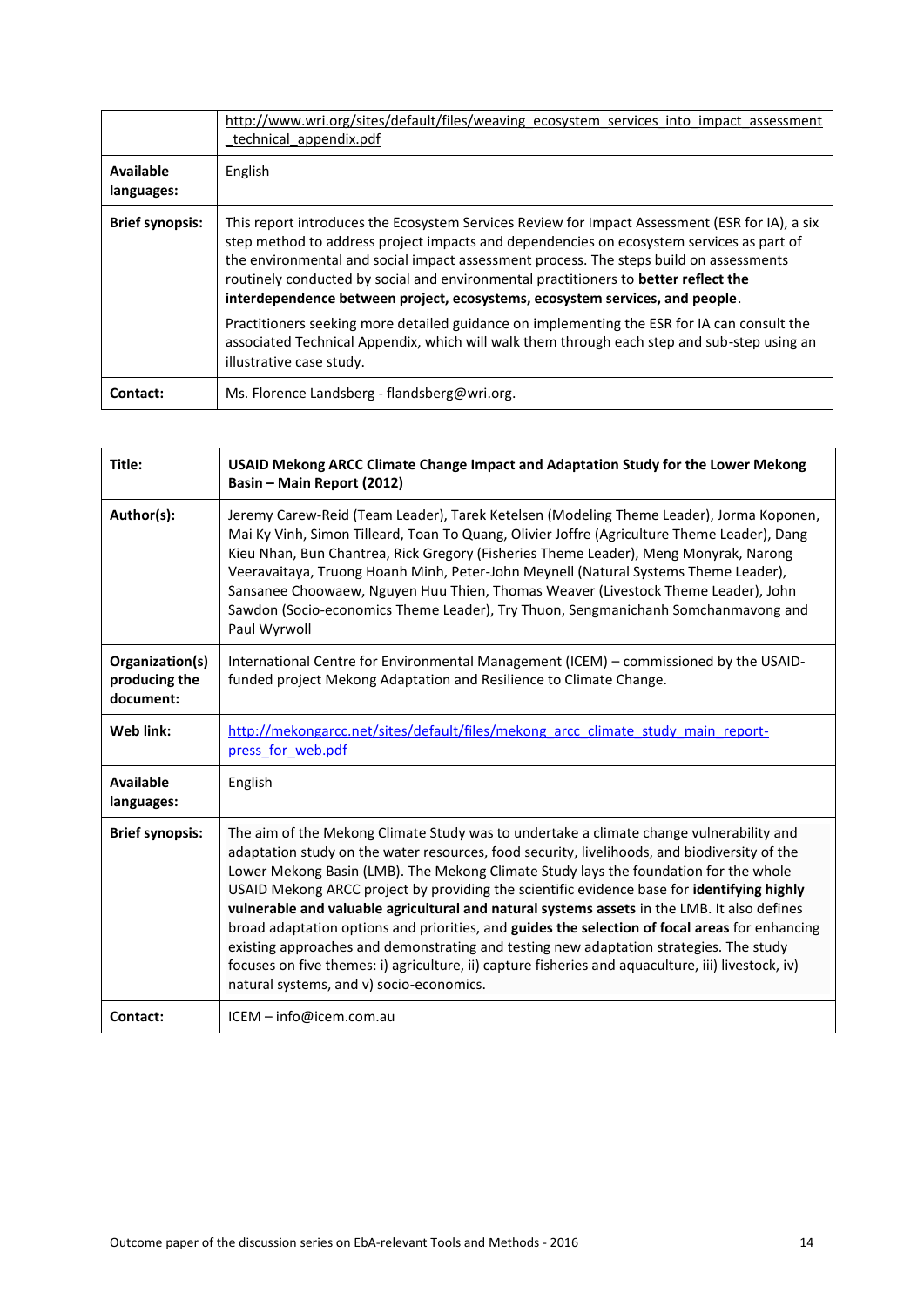| | |
|---|---|
| | http://www.wri.org/sites/default/files/weaving_ecosystem_services_into_impact_assessment_technical_appendix.pdf |
| **Available languages:** | English |
| **Brief synopsis:** | This report introduces the Ecosystem Services Review for Impact Assessment (ESR for IA), a six step method to address project impacts and dependencies on ecosystem services as part of the environmental and social impact assessment process. The steps build on assessments routinely conducted by social and environmental practitioners to **better reflect the interdependence between project, ecosystems, ecosystem services, and people**. <br><br> Practitioners seeking more detailed guidance on implementing the ESR for IA can consult the associated Technical Appendix, which will walk them through each step and sub-step using an illustrative case study. |
| **Contact:** | Ms. Florence Landsberg - flandsberg@wri.org. |

| | |
|---|---|
| **Title:** | **USAID Mekong ARCC Climate Change Impact and Adaptation Study for the Lower Mekong Basin – Main Report (2012)** |
| **Author(s):** | Jeremy Carew-Reid (Team Leader), Tarek Ketelsen (Modeling Theme Leader), Jorma Koponen, Mai Ky Vinh, Simon Tilleard, Toan To Quang, Olivier Joffre (Agriculture Theme Leader), Dang Kieu Nhan, Bun Chantrea, Rick Gregory (Fisheries Theme Leader), Meng Monyrak, Narong Veeravaitaya, Truong Hoanh Minh, Peter-John Meynell (Natural Systems Theme Leader), Sansanee Choowaew, Nguyen Huu Thien, Thomas Weaver (Livestock Theme Leader), John Sawdon (Socio-economics Theme Leader), Try Thuon, Sengmanichanh Somchanmavong and Paul Wyrwoll |
| **Organization(s) producing the document:** | International Centre for Environmental Management (ICEM) – commissioned by the USAID-funded project Mekong Adaptation and Resilience to Climate Change. |
| **Web link:** | http://mekongarcc.net/sites/default/files/mekong_arcc_climate_study_main_report-press_for_web.pdf |
| **Available languages:** | English |
| **Brief synopsis:** | The aim of the Mekong Climate Study was to undertake a climate change vulnerability and adaptation study on the water resources, food security, livelihoods, and biodiversity of the Lower Mekong Basin (LMB). The Mekong Climate Study lays the foundation for the whole USAID Mekong ARCC project by providing the scientific evidence base for **identifying highly vulnerable and valuable agricultural and natural systems assets** in the LMB. It also defines broad adaptation options and priorities, and **guides the selection of focal areas** for enhancing existing approaches and demonstrating and testing new adaptation strategies. The study focuses on five themes: i) agriculture, ii) capture fisheries and aquaculture, iii) livestock, iv) natural systems, and v) socio-economics. |
| **Contact:** | ICEM – info@icem.com.au |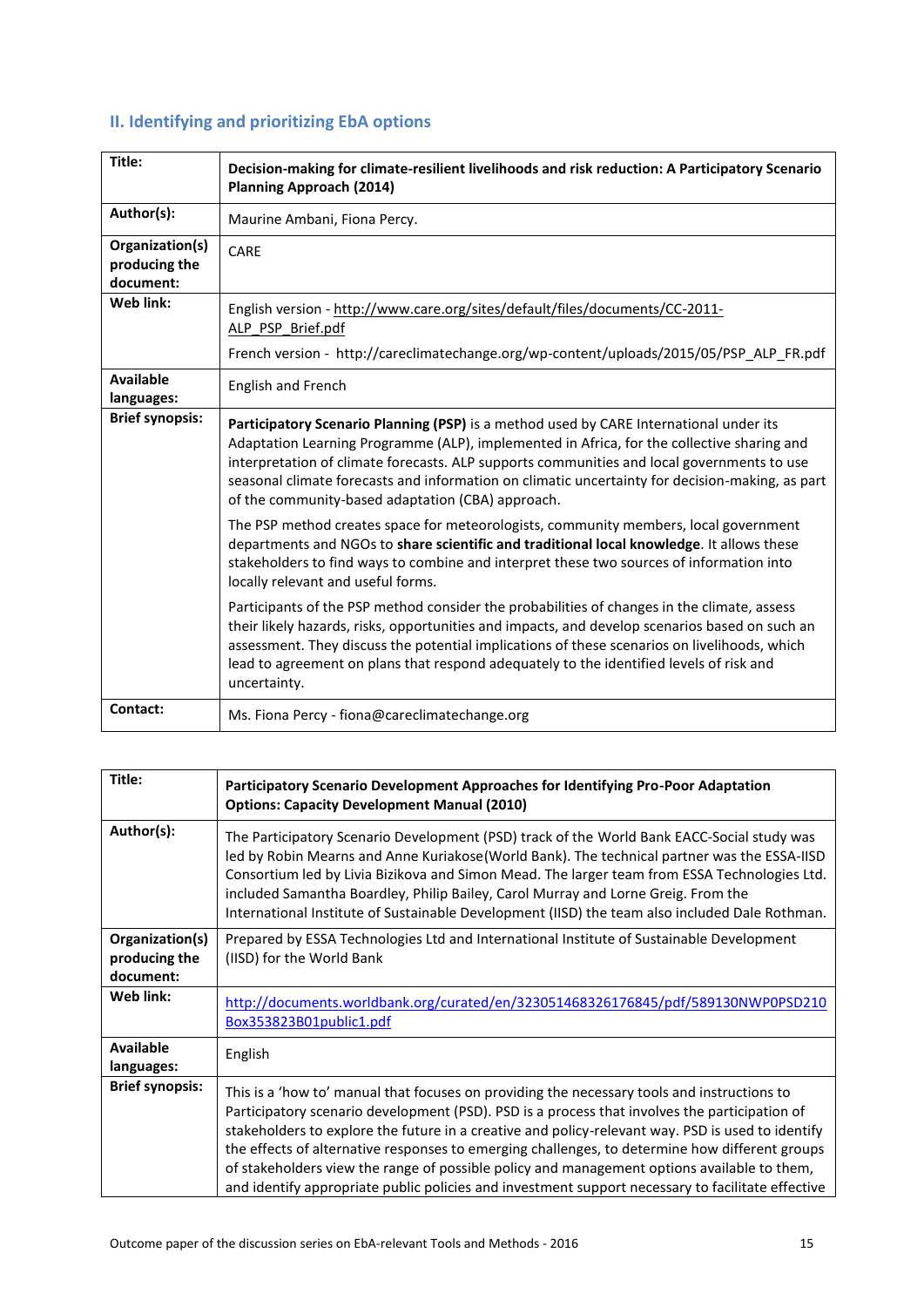## II. Identifying and prioritizing EbA options

| Title: | **Decision-making for climate-resilient livelihoods and risk reduction: A Participatory Scenario Planning Approach (2014)** |
|---|---|
| Author(s): | Maurine Ambani, Fiona Percy. |
| Organization(s) producing the document: | CARE |
| Web link: | English version - http://www.care.org/sites/default/files/documents/CC-2011-ALP_PSP_Brief.pdf<br><br>French version - http://careclimatechange.org/wp-content/uploads/2015/05/PSP_ALP_FR.pdf |
| Available languages: | English and French |
| Brief synopsis: | **Participatory Scenario Planning (PSP)** is a method used by CARE International under its Adaptation Learning Programme (ALP), implemented in Africa, for the collective sharing and interpretation of climate forecasts. ALP supports communities and local governments to use seasonal climate forecasts and information on climatic uncertainty for decision-making, as part of the community-based adaptation (CBA) approach.<br><br>The PSP method creates space for meteorologists, community members, local government departments and NGOs to **share scientific and traditional local knowledge**. It allows these stakeholders to find ways to combine and interpret these two sources of information into locally relevant and useful forms.<br><br>Participants of the PSP method consider the probabilities of changes in the climate, assess their likely hazards, risks, opportunities and impacts, and develop scenarios based on such an assessment. They discuss the potential implications of these scenarios on livelihoods, which lead to agreement on plans that respond adequately to the identified levels of risk and uncertainty. |
| Contact: | Ms. Fiona Percy - fiona@careclimatechange.org |

| Title: | **Participatory Scenario Development Approaches for Identifying Pro-Poor Adaptation Options: Capacity Development Manual (2010)** |
|---|---|
| Author(s): | The Participatory Scenario Development (PSD) track of the World Bank EACC-Social study was led by Robin Mearns and Anne Kuriakose(World Bank). The technical partner was the ESSA-IISD Consortium led by Livia Bizikova and Simon Mead. The larger team from ESSA Technologies Ltd. included Samantha Boardley, Philip Bailey, Carol Murray and Lorne Greig. From the International Institute of Sustainable Development (IISD) the team also included Dale Rothman. |
| Organization(s) producing the document: | Prepared by ESSA Technologies Ltd and International Institute of Sustainable Development (IISD) for the World Bank |
| Web link: | http://documents.worldbank.org/curated/en/323051468326176845/pdf/589130NWP0PSD210Box353823B01public1.pdf |
| Available languages: | English |
| Brief synopsis: | This is a 'how to' manual that focuses on providing the necessary tools and instructions to Participatory scenario development (PSD). PSD is a process that involves the participation of stakeholders to explore the future in a creative and policy-relevant way. PSD is used to identify the effects of alternative responses to emerging challenges, to determine how different groups of stakeholders view the range of possible policy and management options available to them, and identify appropriate public policies and investment support necessary to facilitate effective |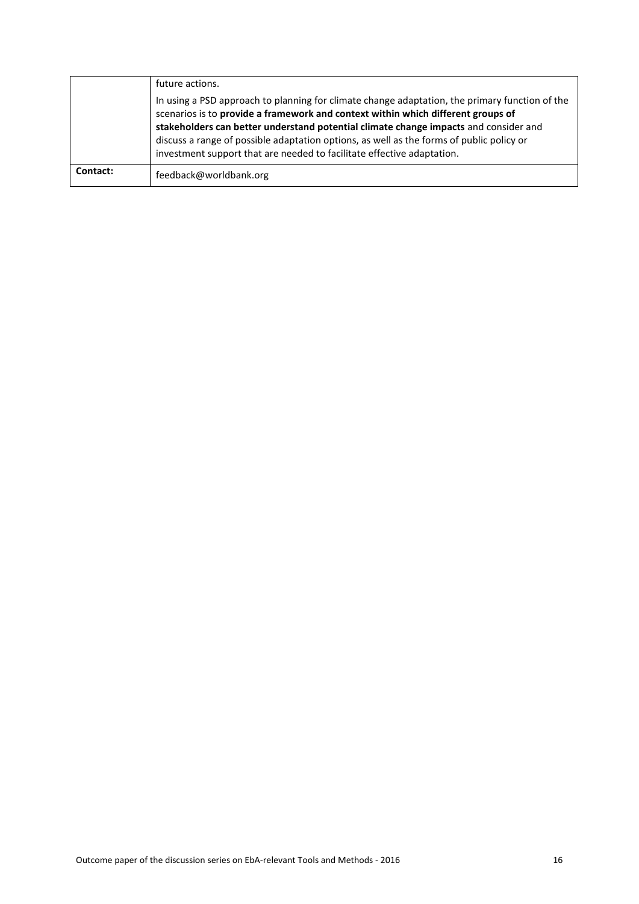| | |
|---|---|
| | future actions.<br><br>In using a PSD approach to planning for climate change adaptation, the primary function of the scenarios is to **provide a framework and context within which different groups of stakeholders can better understand potential climate change impacts** and consider and discuss a range of possible adaptation options, as well as the forms of public policy or investment support that are needed to facilitate effective adaptation. |
| **Contact:** | feedback@worldbank.org |